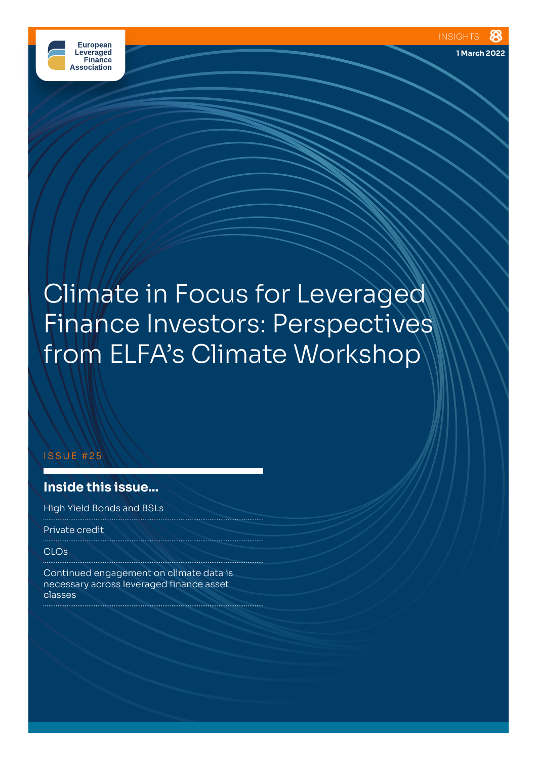European Leveraged Finance Association

INSIGHTS

1 March 2022

# Climate in Focus for Leveraged Finance Investors: Perspectives from ELFA's Climate Workshop

ISSUE #25

## Inside this issue...

- High Yield Bonds and BSLs
- Private credit
- CLOs
- Continued engagement on climate data is necessary across leveraged finance asset classes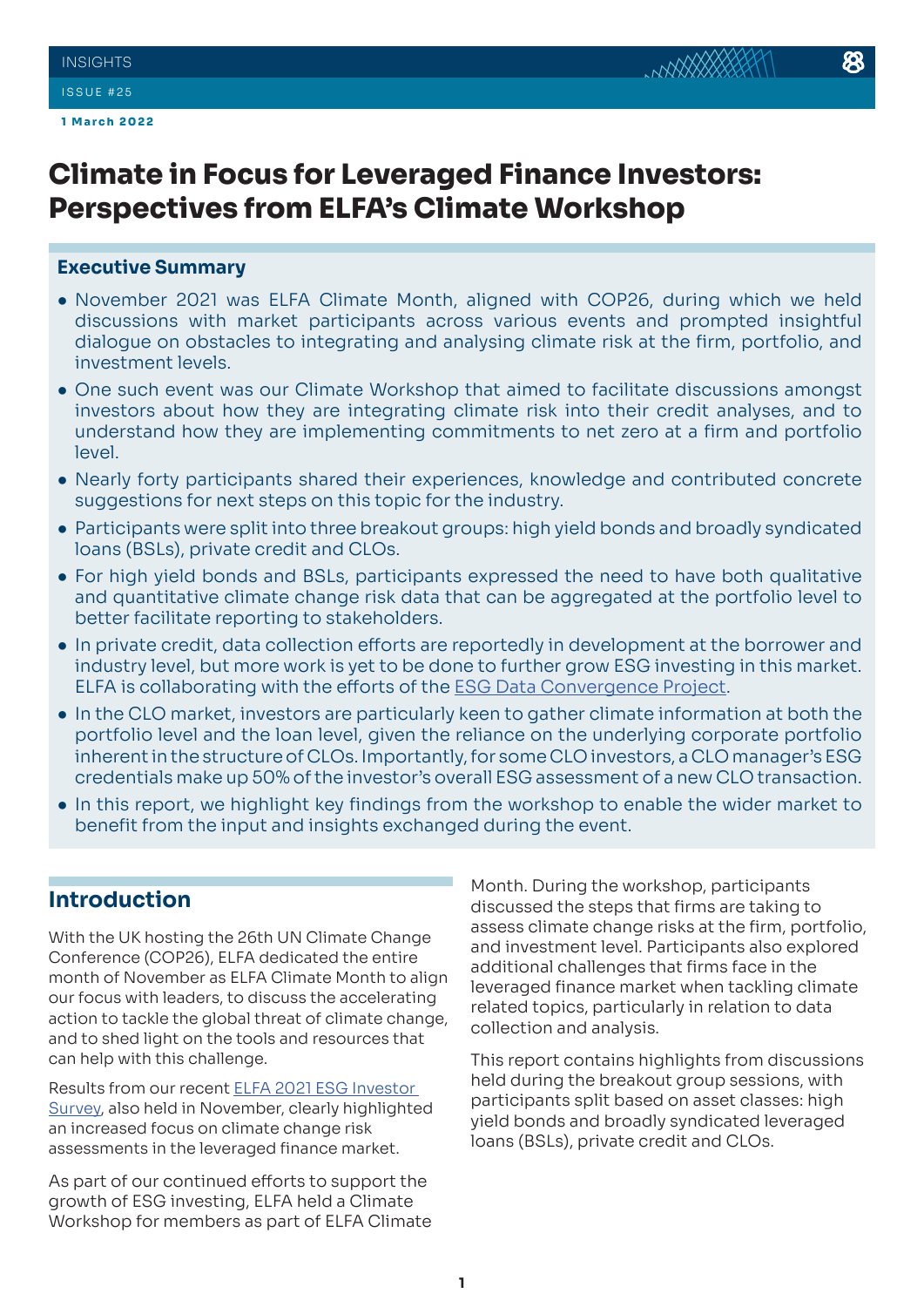# Climate in Focus for Leveraged Finance Investors: Perspectives from ELFA's Climate Workshop

## Executive Summary

- November 2021 was ELFA Climate Month, aligned with COP26, during which we held discussions with market participants across various events and prompted insightful dialogue on obstacles to integrating and analysing climate risk at the firm, portfolio, and investment levels.
- One such event was our Climate Workshop that aimed to facilitate discussions amongst investors about how they are integrating climate risk into their credit analyses, and to understand how they are implementing commitments to net zero at a firm and portfolio level.
- Nearly forty participants shared their experiences, knowledge and contributed concrete suggestions for next steps on this topic for the industry.
- Participants were split into three breakout groups: high yield bonds and broadly syndicated loans (BSLs), private credit and CLOs.
- For high yield bonds and BSLs, participants expressed the need to have both qualitative and quantitative climate change risk data that can be aggregated at the portfolio level to better facilitate reporting to stakeholders.
- In private credit, data collection efforts are reportedly in development at the borrower and industry level, but more work is yet to be done to further grow ESG investing in this market. ELFA is collaborating with the efforts of the ESG Data Convergence Project.
- In the CLO market, investors are particularly keen to gather climate information at both the portfolio level and the loan level, given the reliance on the underlying corporate portfolio inherent in the structure of CLOs. Importantly, for some CLO investors, a CLO manager's ESG credentials make up 50% of the investor's overall ESG assessment of a new CLO transaction.
- In this report, we highlight key findings from the workshop to enable the wider market to benefit from the input and insights exchanged during the event.

## Introduction

With the UK hosting the 26th UN Climate Change Conference (COP26), ELFA dedicated the entire month of November as ELFA Climate Month to align our focus with leaders, to discuss the accelerating action to tackle the global threat of climate change, and to shed light on the tools and resources that can help with this challenge.

Results from our recent ELFA 2021 ESG Investor Survey, also held in November, clearly highlighted an increased focus on climate change risk assessments in the leveraged finance market.

As part of our continued efforts to support the growth of ESG investing, ELFA held a Climate Workshop for members as part of ELFA Climate Month. During the workshop, participants discussed the steps that firms are taking to assess climate change risks at the firm, portfolio, and investment level. Participants also explored additional challenges that firms face in the leveraged finance market when tackling climate related topics, particularly in relation to data collection and analysis.

This report contains highlights from discussions held during the breakout group sessions, with participants split based on asset classes: high yield bonds and broadly syndicated leveraged loans (BSLs), private credit and CLOs.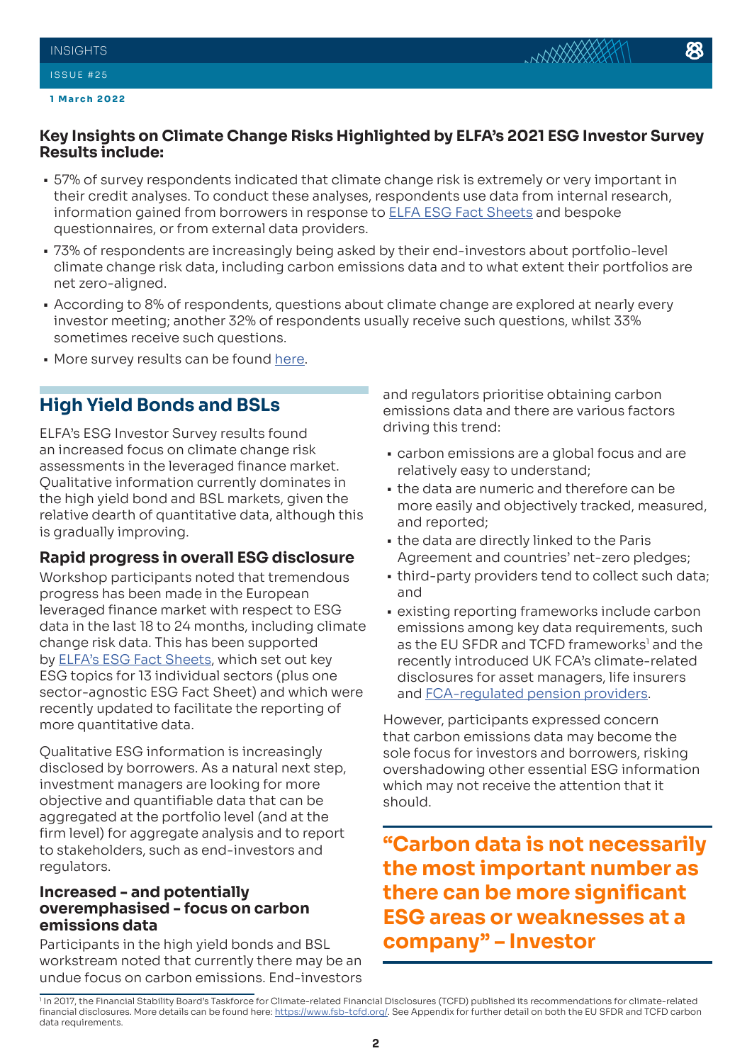## Key Insights on Climate Change Risks Highlighted by ELFA's 2021 ESG Investor Survey Results include:

- 57% of survey respondents indicated that climate change risk is extremely or very important in their credit analyses. To conduct these analyses, respondents use data from internal research, information gained from borrowers in response to ELFA ESG Fact Sheets and bespoke questionnaires, or from external data providers.
- 73% of respondents are increasingly being asked by their end-investors about portfolio-level climate change risk data, including carbon emissions data and to what extent their portfolios are net zero-aligned.
- According to 8% of respondents, questions about climate change are explored at nearly every investor meeting; another 32% of respondents usually receive such questions, whilst 33% sometimes receive such questions.
- More survey results can be found here.

## High Yield Bonds and BSLs

ELFA's ESG Investor Survey results found an increased focus on climate change risk assessments in the leveraged finance market. Qualitative information currently dominates in the high yield bond and BSL markets, given the relative dearth of quantitative data, although this is gradually improving.

### Rapid progress in overall ESG disclosure

Workshop participants noted that tremendous progress has been made in the European leveraged finance market with respect to ESG data in the last 18 to 24 months, including climate change risk data. This has been supported by ELFA's ESG Fact Sheets, which set out key ESG topics for 13 individual sectors (plus one sector-agnostic ESG Fact Sheet) and which were recently updated to facilitate the reporting of more quantitative data.

Qualitative ESG information is increasingly disclosed by borrowers. As a natural next step, investment managers are looking for more objective and quantifiable data that can be aggregated at the portfolio level (and at the firm level) for aggregate analysis and to report to stakeholders, such as end-investors and regulators.

### Increased – and potentially overemphasised – focus on carbon emissions data

Participants in the high yield bonds and BSL workstream noted that currently there may be an undue focus on carbon emissions. End-investors and regulators prioritise obtaining carbon emissions data and there are various factors driving this trend:

- carbon emissions are a global focus and are relatively easy to understand;
- the data are numeric and therefore can be more easily and objectively tracked, measured, and reported;
- the data are directly linked to the Paris Agreement and countries' net-zero pledges;
- third-party providers tend to collect such data; and
- existing reporting frameworks include carbon emissions among key data requirements, such as the EU SFDR and TCFD frameworks[1] and the recently introduced UK FCA's climate-related disclosures for asset managers, life insurers and FCA-regulated pension providers.

However, participants expressed concern that carbon emissions data may become the sole focus for investors and borrowers, risking overshadowing other essential ESG information which may not receive the attention that it should.

> **"Carbon data is not necessarily the most important number as there can be more significant ESG areas or weaknesses at a company" – Investor**

[1] In 2017, the Financial Stability Board's Taskforce for Climate-related Financial Disclosures (TCFD) published its recommendations for climate-related financial disclosures. More details can be found here: https://www.fsb-tcfd.org/. See Appendix for further detail on both the EU SFDR and TCFD carbon data requirements.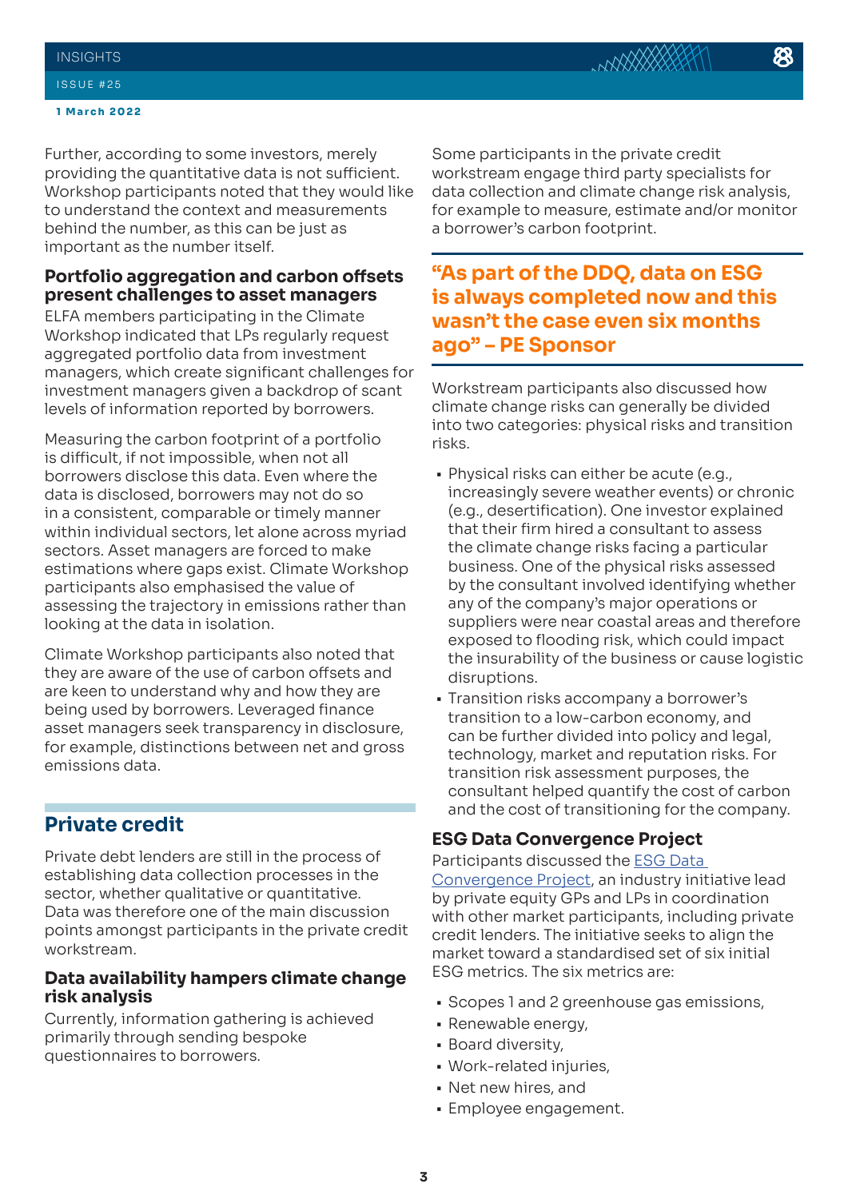Further, according to some investors, merely providing the quantitative data is not sufficient. Workshop participants noted that they would like to understand the context and measurements behind the number, as this can be just as important as the number itself.

### Portfolio aggregation and carbon offsets present challenges to asset managers

ELFA members participating in the Climate Workshop indicated that LPs regularly request aggregated portfolio data from investment managers, which create significant challenges for investment managers given a backdrop of scant levels of information reported by borrowers.

Measuring the carbon footprint of a portfolio is difficult, if not impossible, when not all borrowers disclose this data. Even where the data is disclosed, borrowers may not do so in a consistent, comparable or timely manner within individual sectors, let alone across myriad sectors. Asset managers are forced to make estimations where gaps exist. Climate Workshop participants also emphasised the value of assessing the trajectory in emissions rather than looking at the data in isolation.

Climate Workshop participants also noted that they are aware of the use of carbon offsets and are keen to understand why and how they are being used by borrowers. Leveraged finance asset managers seek transparency in disclosure, for example, distinctions between net and gross emissions data.

## Private credit

Private debt lenders are still in the process of establishing data collection processes in the sector, whether qualitative or quantitative. Data was therefore one of the main discussion points amongst participants in the private credit workstream.

### Data availability hampers climate change risk analysis

Currently, information gathering is achieved primarily through sending bespoke questionnaires to borrowers.

Some participants in the private credit workstream engage third party specialists for data collection and climate change risk analysis, for example to measure, estimate and/or monitor a borrower's carbon footprint.

> **"As part of the DDQ, data on ESG is always completed now and this wasn't the case even six months ago" – PE Sponsor**

Workstream participants also discussed how climate change risks can generally be divided into two categories: physical risks and transition risks.

- Physical risks can either be acute (e.g., increasingly severe weather events) or chronic (e.g., desertification). One investor explained that their firm hired a consultant to assess the climate change risks facing a particular business. One of the physical risks assessed by the consultant involved identifying whether any of the company's major operations or suppliers were near coastal areas and therefore exposed to flooding risk, which could impact the insurability of the business or cause logistic disruptions.
- Transition risks accompany a borrower's transition to a low-carbon economy, and can be further divided into policy and legal, technology, market and reputation risks. For transition risk assessment purposes, the consultant helped quantify the cost of carbon and the cost of transitioning for the company.

### ESG Data Convergence Project

Participants discussed the ESG Data Convergence Project, an industry initiative lead by private equity GPs and LPs in coordination with other market participants, including private credit lenders. The initiative seeks to align the market toward a standardised set of six initial ESG metrics. The six metrics are:

- Scopes 1 and 2 greenhouse gas emissions,
- Renewable energy,
- Board diversity,
- Work-related injuries,
- Net new hires, and
- Employee engagement.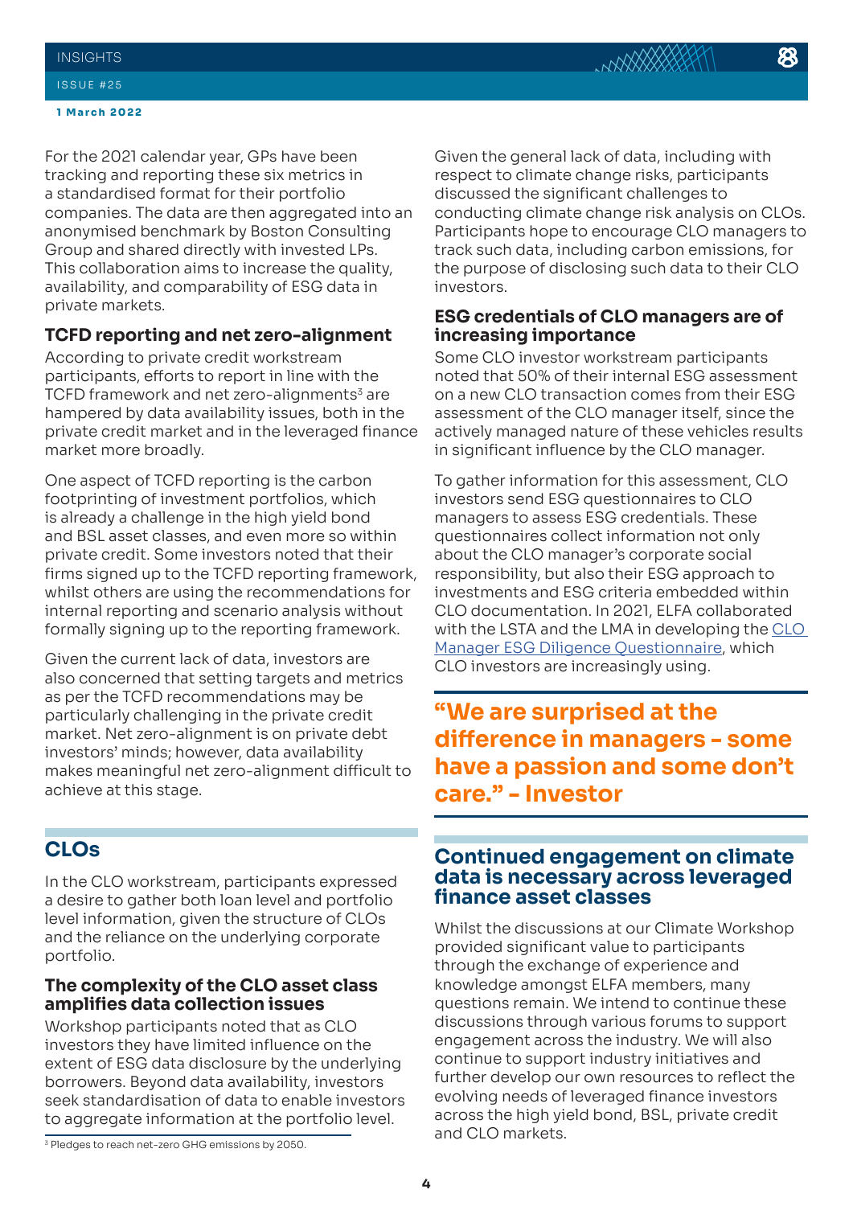For the 2021 calendar year, GPs have been tracking and reporting these six metrics in a standardised format for their portfolio companies. The data are then aggregated into an anonymised benchmark by Boston Consulting Group and shared directly with invested LPs. This collaboration aims to increase the quality, availability, and comparability of ESG data in private markets.

### TCFD reporting and net zero-alignment

According to private credit workstream participants, efforts to report in line with the TCFD framework and net zero-alignments[3] are hampered by data availability issues, both in the private credit market and in the leveraged finance market more broadly.

One aspect of TCFD reporting is the carbon footprinting of investment portfolios, which is already a challenge in the high yield bond and BSL asset classes, and even more so within private credit. Some investors noted that their firms signed up to the TCFD reporting framework, whilst others are using the recommendations for internal reporting and scenario analysis without formally signing up to the reporting framework.

Given the current lack of data, investors are also concerned that setting targets and metrics as per the TCFD recommendations may be particularly challenging in the private credit market. Net zero-alignment is on private debt investors' minds; however, data availability makes meaningful net zero-alignment difficult to achieve at this stage.

## CLOs

In the CLO workstream, participants expressed a desire to gather both loan level and portfolio level information, given the structure of CLOs and the reliance on the underlying corporate portfolio.

### The complexity of the CLO asset class amplifies data collection issues

Workshop participants noted that as CLO investors they have limited influence on the extent of ESG data disclosure by the underlying borrowers. Beyond data availability, investors seek standardisation of data to enable investors to aggregate information at the portfolio level.

Given the general lack of data, including with respect to climate change risks, participants discussed the significant challenges to conducting climate change risk analysis on CLOs. Participants hope to encourage CLO managers to track such data, including carbon emissions, for the purpose of disclosing such data to their CLO investors.

### ESG credentials of CLO managers are of increasing importance

Some CLO investor workstream participants noted that 50% of their internal ESG assessment on a new CLO transaction comes from their ESG assessment of the CLO manager itself, since the actively managed nature of these vehicles result in significant influence by the CLO manager.

To gather information for this assessment, CLO investors send ESG questionnaires to CLO managers to assess ESG credentials. These questionnaires collect information not only about the CLO manager's corporate social responsibility, but also their ESG approach to investments and ESG criteria embedded within CLO documentation. In 2021, ELFA collaborated with the LSTA and the LMA in developing the CLO Manager ESG Diligence Questionnaire, which CLO investors are increasingly using.

> **"We are surprised at the difference in managers - some have a passion and some don't care." - Investor**

## Continued engagement on climate data is necessary across leveraged finance asset classes

Whilst the discussions at our Climate Workshop provided significant value to participants through the exchange of experience and knowledge amongst ELFA members, many questions remain. We intend to continue these discussions through various forums to support engagement across the industry. We will also continue to support industry initiatives and further develop our own resources to reflect the evolving needs of leveraged finance investors across the high yield bond, BSL, private credit and CLO markets.

[3] Pledges to reach net-zero GHG emissions by 2050.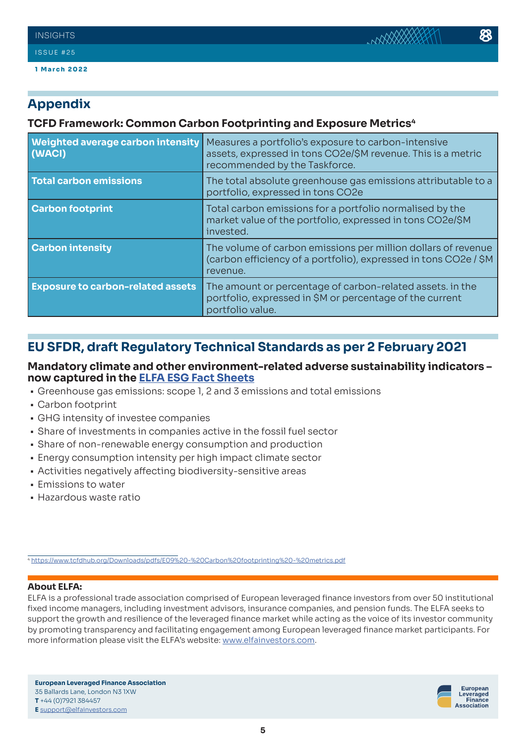## Appendix

### TCFD Framework: Common Carbon Footprinting and Exposure Metrics[4]

| | |
|---|---|
| **Weighted average carbon intensity (WACI)** | Measures a portfolio's exposure to carbon-intensive assets, expressed in tons CO2e/$M revenue. This is a metric recommended by the Taskforce. |
| **Total carbon emissions** | The total absolute greenhouse gas emissions attributable to a portfolio, expressed in tons CO2e |
| **Carbon footprint** | Total carbon emissions for a portfolio normalised by the market value of the portfolio, expressed in tons CO2e/$M invested. |
| **Carbon intensity** | The volume of carbon emissions per million dollars of revenue (carbon efficiency of a portfolio), expressed in tons CO2e / $M revenue. |
| **Exposure to carbon-related assets** | The amount or percentage of carbon-related assets. in the portfolio, expressed in $M or percentage of the current portfolio value. |

## EU SFDR, draft Regulatory Technical Standards as per 2 February 2021

### Mandatory climate and other environment-related adverse sustainability indicators – now captured in the [ELFA ESG Fact Sheets]

- Greenhouse gas emissions: scope 1, 2 and 3 emissions and total emissions
- Carbon footprint
- GHG intensity of investee companies
- Share of investments in companies active in the fossil fuel sector
- Share of non-renewable energy consumption and production
- Energy consumption intensity per high impact climate sector
- Activities negatively affecting biodiversity-sensitive areas
- Emissions to water
- Hazardous waste ratio

[4] https://www.tcfdhub.org/Downloads/pdfs/E09%20-%20Carbon%20footprinting%20-%20metrics.pdf

**About ELFA:**

ELFA is a professional trade association comprised of European leveraged finance investors from over 50 institutional fixed income managers, including investment advisors, insurance companies, and pension funds. The ELFA seeks to support the growth and resilience of the leveraged finance market while acting as the voice of its investor community by promoting transparency and facilitating engagement among European leveraged finance market participants. For more information please visit the ELFA's website: www.elfainvestors.com.

**European Leveraged Finance Association**
35 Ballards Lane, London N3 1XW
**T** +44 (0)7921 384457
**E** support@elfainvestors.com